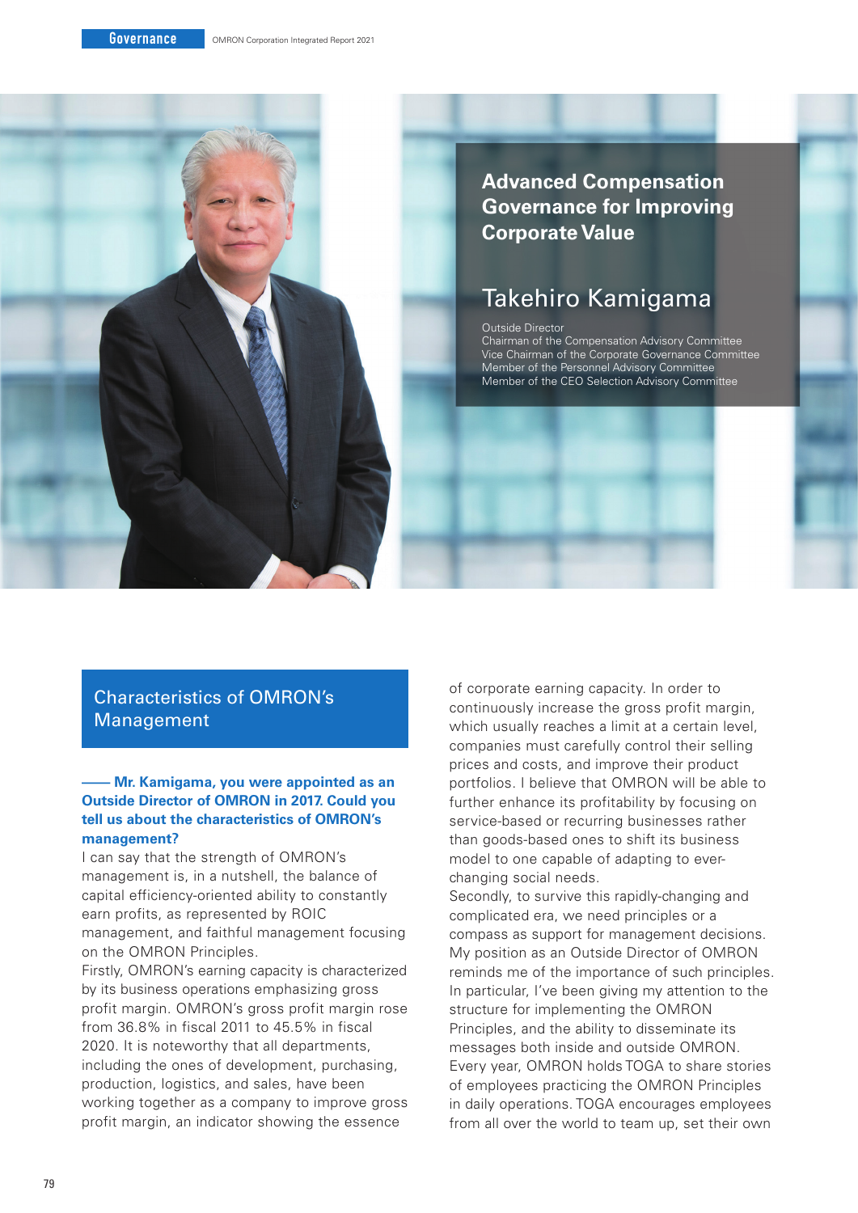# Advanced Compensation Governance for Improving Corporate Value

## Takehiro Kamigama

Outside Director
Chairman of the Compensation Advisory Committee
Vice Chairman of the Corporate Governance Committee
Member of the Personnel Advisory Committee
Member of the CEO Selection Advisory Committee

## Characteristics of OMRON's Management

**—— Mr. Kamigama, you were appointed as an Outside Director of OMRON in 2017. Could you tell us about the characteristics of OMRON's management?**

I can say that the strength of OMRON's management is, in a nutshell, the balance of capital efficiency-oriented ability to constantly earn profits, as represented by ROIC management, and faithful management focusing on the OMRON Principles.

Firstly, OMRON's earning capacity is characterized by its business operations emphasizing gross profit margin. OMRON's gross profit margin rose from 36.8% in fiscal 2011 to 45.5% in fiscal 2020. It is noteworthy that all departments, including the ones of development, purchasing, production, logistics, and sales, have been working together as a company to improve gross profit margin, an indicator showing the essence of corporate earning capacity. In order to continuously increase the gross profit margin, which usually reaches a limit at a certain level, companies must carefully control their selling prices and costs, and improve their product portfolios. I believe that OMRON will be able to further enhance its profitability by focusing on service-based or recurring businesses rather than goods-based ones to shift its business model to one capable of adapting to ever-changing social needs.

Secondly, to survive this rapidly-changing and complicated era, we need principles or a compass as support for management decisions. My position as an Outside Director of OMRON reminds me of the importance of such principles. In particular, I've been giving my attention to the structure for implementing the OMRON Principles, and the ability to disseminate its messages both inside and outside OMRON. Every year, OMRON holds TOGA to share stories of employees practicing the OMRON Principles in daily operations. TOGA encourages employees from all over the world to team up, set their own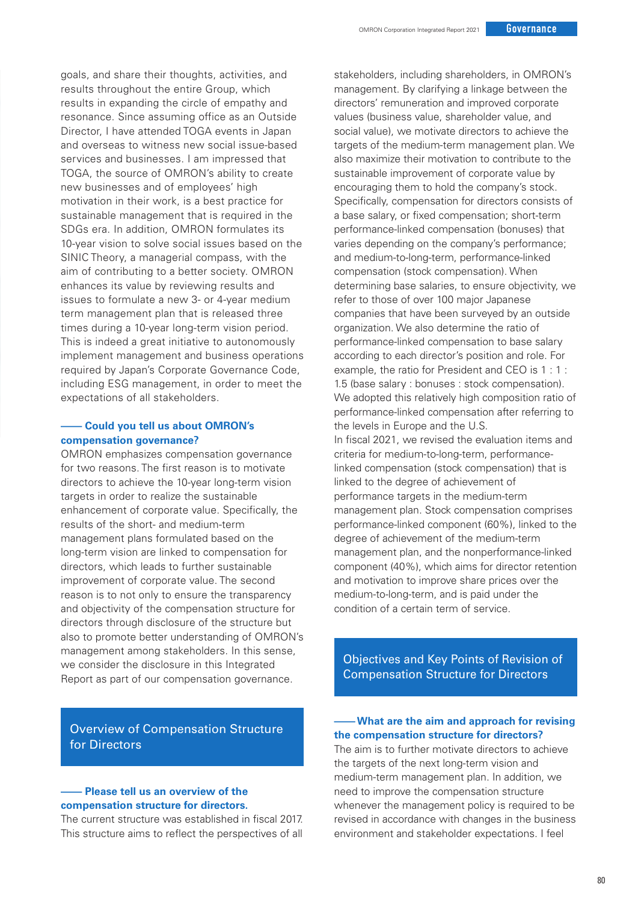goals, and share their thoughts, activities, and results throughout the entire Group, which results in expanding the circle of empathy and resonance. Since assuming office as an Outside Director, I have attended TOGA events in Japan and overseas to witness new social issue-based services and businesses. I am impressed that TOGA, the source of OMRON's ability to create new businesses and of employees' high motivation in their work, is a best practice for sustainable management that is required in the SDGs era. In addition, OMRON formulates its 10-year vision to solve social issues based on the SINIC Theory, a managerial compass, with the aim of contributing to a better society. OMRON enhances its value by reviewing results and issues to formulate a new 3- or 4-year medium term management plan that is released three times during a 10-year long-term vision period. This is indeed a great initiative to autonomously implement management and business operations required by Japan's Corporate Governance Code, including ESG management, in order to meet the expectations of all stakeholders.

**—— Could you tell us about OMRON's compensation governance?**

OMRON emphasizes compensation governance for two reasons. The first reason is to motivate directors to achieve the 10-year long-term vision targets in order to realize the sustainable enhancement of corporate value. Specifically, the results of the short- and medium-term management plans formulated based on the long-term vision are linked to compensation for directors, which leads to further sustainable improvement of corporate value. The second reason is to not only to ensure the transparency and objectivity of the compensation structure for directors through disclosure of the structure but also to promote better understanding of OMRON's management among stakeholders. In this sense, we consider the disclosure in this Integrated Report as part of our compensation governance.

## Overview of Compensation Structure for Directors

**—— Please tell us an overview of the compensation structure for directors.**

The current structure was established in fiscal 2017. This structure aims to reflect the perspectives of all stakeholders, including shareholders, in OMRON's management. By clarifying a linkage between the directors' remuneration and improved corporate values (business value, shareholder value, and social value), we motivate directors to achieve the targets of the medium-term management plan. We also maximize their motivation to contribute to the sustainable improvement of corporate value by encouraging them to hold the company's stock. Specifically, compensation for directors consists of a base salary, or fixed compensation; short-term performance-linked compensation (bonuses) that varies depending on the company's performance; and medium-to-long-term, performance-linked compensation (stock compensation). When determining base salaries, to ensure objectivity, we refer to those of over 100 major Japanese companies that have been surveyed by an outside organization. We also determine the ratio of performance-linked compensation to base salary according to each director's position and role. For example, the ratio for President and CEO is 1 : 1 : 1.5 (base salary : bonuses : stock compensation). We adopted this relatively high composition ratio of performance-linked compensation after referring to the levels in Europe and the U.S.

In fiscal 2021, we revised the evaluation items and criteria for medium-to-long-term, performance-linked compensation (stock compensation) that is linked to the degree of achievement of performance targets in the medium-term management plan. Stock compensation comprises performance-linked component (60%), linked to the degree of achievement of the medium-term management plan, and the nonperformance-linked component (40%), which aims for director retention and motivation to improve share prices over the medium-to-long-term, and is paid under the condition of a certain term of service.

## Objectives and Key Points of Revision of Compensation Structure for Directors

**—— What are the aim and approach for revising the compensation structure for directors?**

The aim is to further motivate directors to achieve the targets of the next long-term vision and medium-term management plan. In addition, we need to improve the compensation structure whenever the management policy is required to be revised in accordance with changes in the business environment and stakeholder expectations. I feel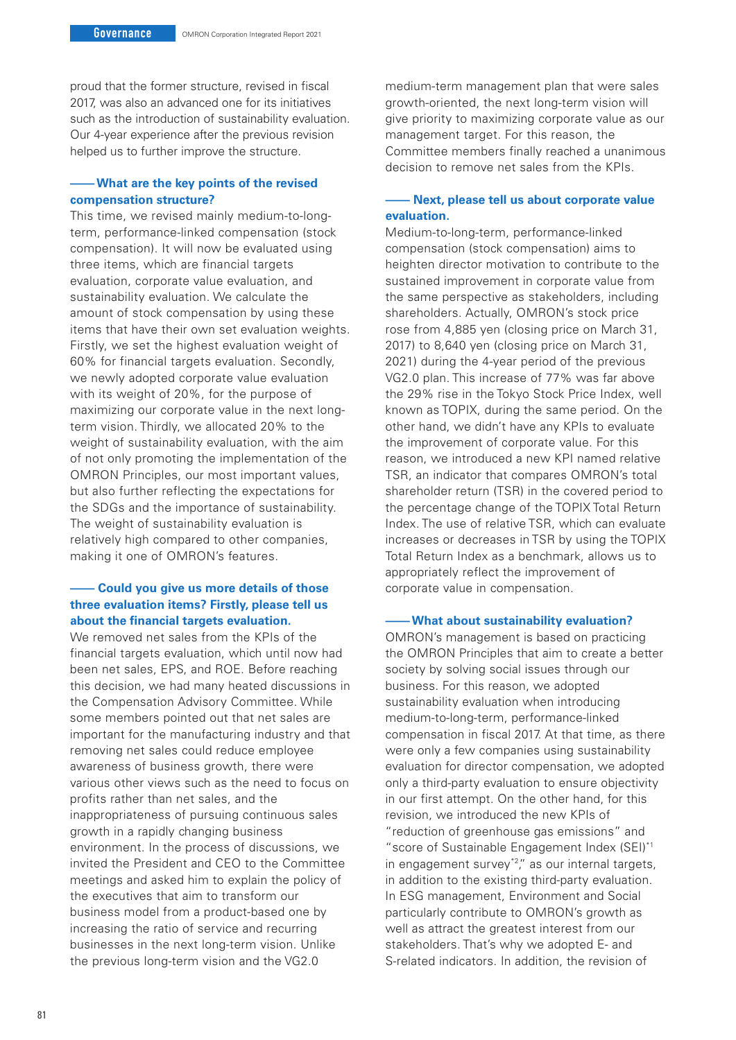proud that the former structure, revised in fiscal 2017, was also an advanced one for its initiatives such as the introduction of sustainability evaluation. Our 4-year experience after the previous revision helped us to further improve the structure.

**—— What are the key points of the revised compensation structure?**

This time, we revised mainly medium-to-long-term, performance-linked compensation (stock compensation). It will now be evaluated using three items, which are financial targets evaluation, corporate value evaluation, and sustainability evaluation. We calculate the amount of stock compensation by using these items that have their own set evaluation weights. Firstly, we set the highest evaluation weight of 60% for financial targets evaluation. Secondly, we newly adopted corporate value evaluation with its weight of 20%, for the purpose of maximizing our corporate value in the next long-term vision. Thirdly, we allocated 20% to the weight of sustainability evaluation, with the aim of not only promoting the implementation of the OMRON Principles, our most important values, but also further reflecting the expectations for the SDGs and the importance of sustainability. The weight of sustainability evaluation is relatively high compared to other companies, making it one of OMRON's features.

**—— Could you give us more details of those three evaluation items? Firstly, please tell us about the financial targets evaluation.**

We removed net sales from the KPIs of the financial targets evaluation, which until now had been net sales, EPS, and ROE. Before reaching this decision, we had many heated discussions in the Compensation Advisory Committee. While some members pointed out that net sales are important for the manufacturing industry and that removing net sales could reduce employee awareness of business growth, there were various other views such as the need to focus on profits rather than net sales, and the inappropriateness of pursuing continuous sales growth in a rapidly changing business environment. In the process of discussions, we invited the President and CEO to the Committee meetings and asked him to explain the policy of the executives that aim to transform our business model from a product-based one by increasing the ratio of service and recurring businesses in the next long-term vision. Unlike the previous long-term vision and the VG2.0 medium-term management plan that were sales growth-oriented, the next long-term vision will give priority to maximizing corporate value as our management target. For this reason, the Committee members finally reached a unanimous decision to remove net sales from the KPIs.

**—— Next, please tell us about corporate value evaluation.**

Medium-to-long-term, performance-linked compensation (stock compensation) aims to heighten director motivation to contribute to the sustained improvement in corporate value from the same perspective as stakeholders, including shareholders. Actually, OMRON's stock price rose from 4,885 yen (closing price on March 31, 2017) to 8,640 yen (closing price on March 31, 2021) during the 4-year period of the previous VG2.0 plan. This increase of 77% was far above the 29% rise in the Tokyo Stock Price Index, well known as TOPIX, during the same period. On the other hand, we didn't have any KPIs to evaluate the improvement of corporate value. For this reason, we introduced a new KPI named relative TSR, an indicator that compares OMRON's total shareholder return (TSR) in the covered period to the percentage change of the TOPIX Total Return Index. The use of relative TSR, which can evaluate increases or decreases in TSR by using the TOPIX Total Return Index as a benchmark, allows us to appropriately reflect the improvement of corporate value in compensation.

**—— What about sustainability evaluation?**

OMRON's management is based on practicing the OMRON Principles that aim to create a better society by solving social issues through our business. For this reason, we adopted sustainability evaluation when introducing medium-to-long-term, performance-linked compensation in fiscal 2017. At that time, as there were only a few companies using sustainability evaluation for director compensation, we adopted only a third-party evaluation to ensure objectivity in our first attempt. On the other hand, for this revision, we introduced the new KPIs of "reduction of greenhouse gas emissions" and "score of Sustainable Engagement Index (SEI)[*1] in engagement survey[*2]," as our internal targets, in addition to the existing third-party evaluation. In ESG management, Environment and Social particularly contribute to OMRON's growth as well as attract the greatest interest from our stakeholders. That's why we adopted E- and S-related indicators. In addition, the revision of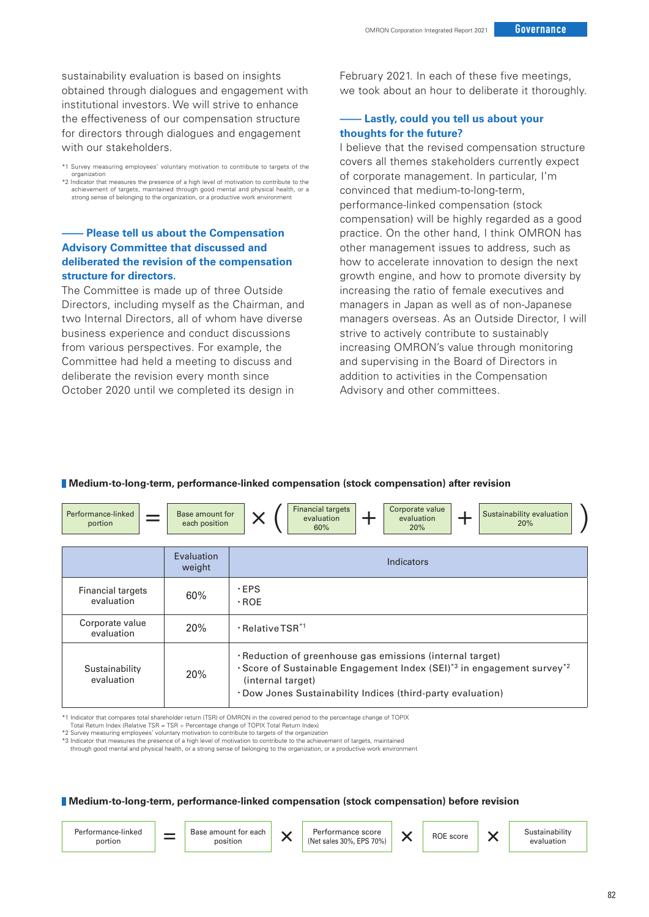sustainability evaluation is based on insights obtained through dialogues and engagement with institutional investors. We will strive to enhance the effectiveness of our compensation structure for directors through dialogues and engagement with our stakeholders.

*1 Survey measuring employees' voluntary motivation to contribute to targets of the organization
*2 Indicator that measures the presence of a high level of motivation to contribute to the achievement of targets, maintained through good mental and physical health, or a strong sense of belonging to the organization, or a productive work environment

### —— Please tell us about the Compensation Advisory Committee that discussed and deliberated the revision of the compensation structure for directors.

The Committee is made up of three Outside Directors, including myself as the Chairman, and two Internal Directors, all of whom have diverse business experience and conduct discussions from various perspectives. For example, the Committee had held a meeting to discuss and deliberate the revision every month since October 2020 until we completed its design in February 2021. In each of these five meetings, we took about an hour to deliberate it thoroughly.

### —— Lastly, could you tell us about your thoughts for the future?

I believe that the revised compensation structure covers all themes stakeholders currently expect of corporate management. In particular, I'm convinced that medium-to-long-term, performance-linked compensation (stock compensation) will be highly regarded as a good practice. On the other hand, I think OMRON has other management issues to address, such as how to accelerate innovation to design the next growth engine, and how to promote diversity by increasing the ratio of female executives and managers in Japan as well as of non-Japanese managers overseas. As an Outside Director, I will strive to actively contribute to sustainably increasing OMRON's value through monitoring and supervising in the Board of Directors in addition to activities in the Compensation Advisory and other committees.

#### Medium-to-long-term, performance-linked compensation (stock compensation) after revision

Performance-linked portion = Base amount for each position × ( Financial targets evaluation 60% + Corporate value evaluation 20% + Sustainability evaluation 20% )

| | Evaluation weight | Indicators |
|---|---|---|
| Financial targets evaluation | 60% | ・EPS<br>・ROE |
| Corporate value evaluation | 20% | ・Relative TSR*1 |
| Sustainability evaluation | 20% | ・Reduction of greenhouse gas emissions (internal target)<br>・Score of Sustainable Engagement Index (SEI)*3 in engagement survey*2 (internal target)<br>・Dow Jones Sustainability Indices (third-party evaluation) |

*1 Indicator that compares total shareholder return (TSR) of OMRON in the covered period to the percentage change of TOPIX Total Return Index (Relative TSR = TSR ÷ Percentage change of TOPIX Total Return Index)
*2 Survey measuring employees' voluntary motivation to contribute to targets of the organization
*3 Indicator that measures the presence of a high level of motivation to contribute to the achievement of targets, maintained through good mental and physical health, or a strong sense of belonging to the organization, or a productive work environment

#### Medium-to-long-term, performance-linked compensation (stock compensation) before revision

Performance-linked portion = Base amount for each position × Performance score (Net sales 30%, EPS 70%) × ROE score × Sustainability evaluation